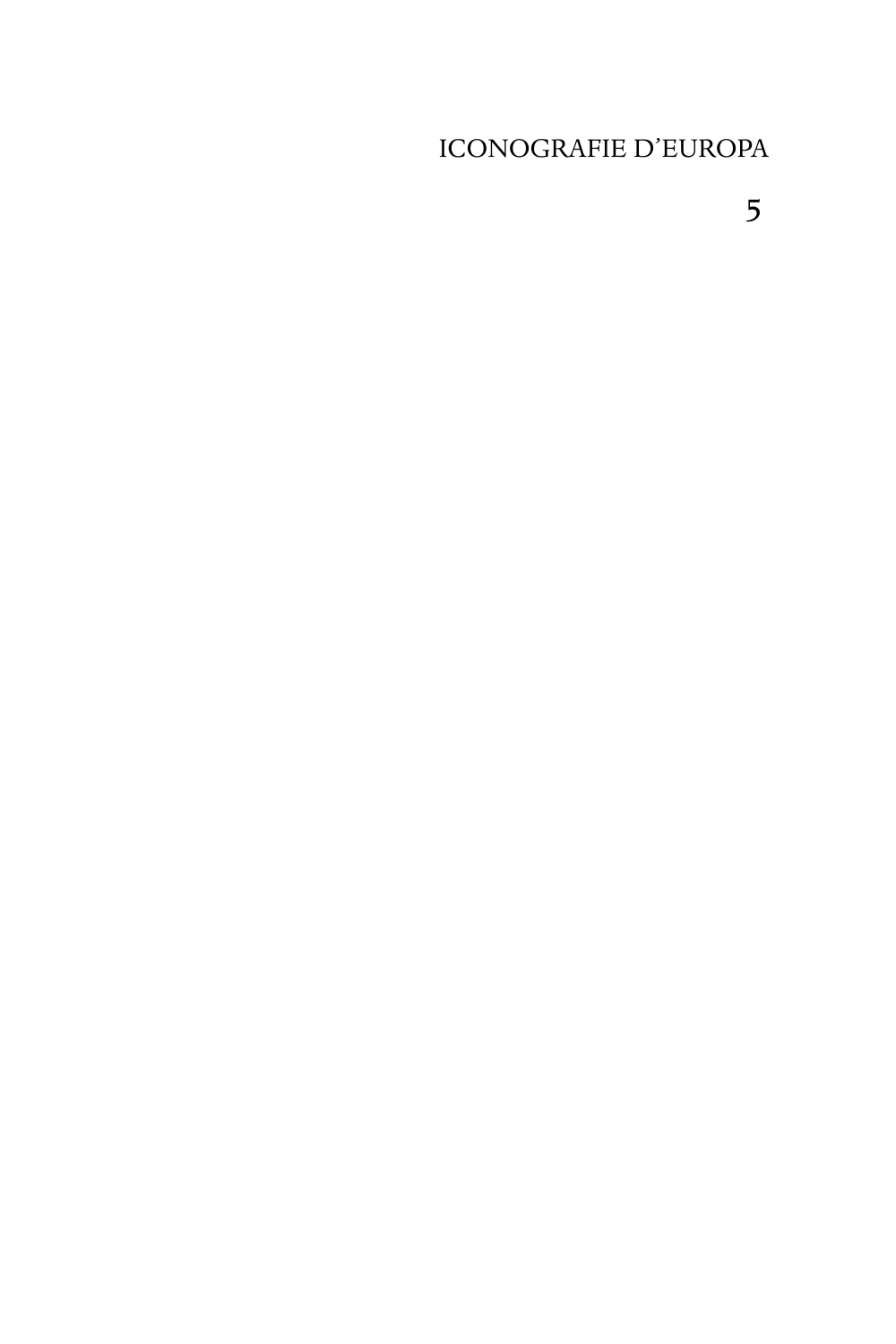ICONOGRAFIE D'EUROPA

5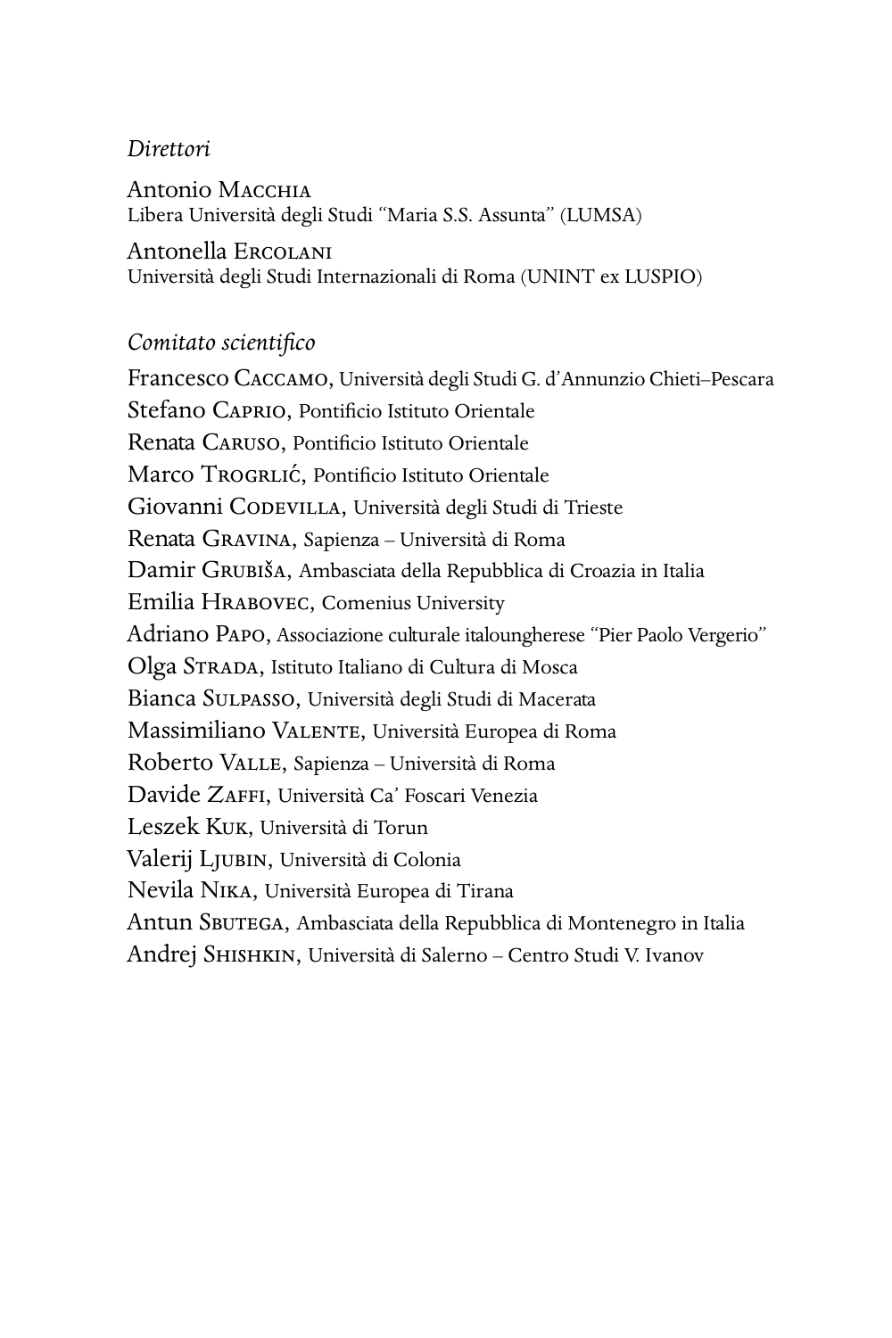*Direttori*

Antonio Macchia
Libera Università degli Studi "Maria S.S. Assunta" (LUMSA)

Antonella Ercolani
Università degli Studi Internazionali di Roma (UNINT ex LUSPIO)

*Comitato scientifico*

Francesco Caccamo, Università degli Studi G. d'Annunzio Chieti–Pescara
Stefano Caprio, Pontificio Istituto Orientale
Renata Caruso, Pontificio Istituto Orientale
Marco Trogrlić, Pontificio Istituto Orientale
Giovanni Codevilla, Università degli Studi di Trieste
Renata Gravina, Sapienza – Università di Roma
Damir Grubiša, Ambasciata della Repubblica di Croazia in Italia
Emilia Hrabovec, Comenius University
Adriano Papo, Associazione culturale italoungherese "Pier Paolo Vergerio"
Olga Strada, Istituto Italiano di Cultura di Mosca
Bianca Sulpasso, Università degli Studi di Macerata
Massimiliano Valente, Università Europea di Roma
Roberto Valle, Sapienza – Università di Roma
Davide Zaffi, Università Ca' Foscari Venezia
Leszek Kuk, Università di Torun
Valerij Ljubin, Università di Colonia
Nevila Nika, Università Europea di Tirana
Antun Sbutega, Ambasciata della Repubblica di Montenegro in Italia
Andrej Shishkin, Università di Salerno – Centro Studi V. Ivanov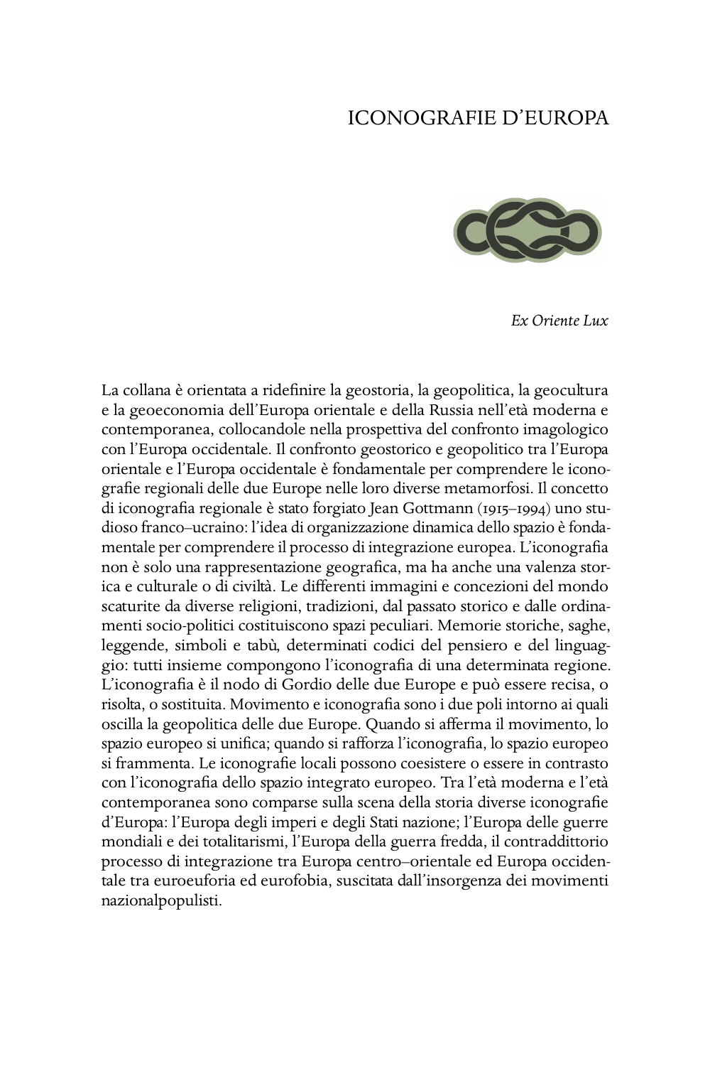# ICONOGRAFIE D'EUROPA

*Ex Oriente Lux*

La collana è orientata a ridefinire la geostoria, la geopolitica, la geocultura e la geoeconomia dell'Europa orientale e della Russia nell'età moderna e contemporanea, collocandole nella prospettiva del confronto imagologico con l'Europa occidentale. Il confronto geostorico e geopolitico tra l'Europa orientale e l'Europa occidentale è fondamentale per comprendere le iconografie regionali delle due Europe nelle loro diverse metamorfosi. Il concetto di iconografia regionale è stato forgiato Jean Gottmann (1915–1994) uno studioso franco–ucraino: l'idea di organizzazione dinamica dello spazio è fondamentale per comprendere il processo di integrazione europea. L'iconografia non è solo una rappresentazione geografica, ma ha anche una valenza storica e culturale o di civiltà. Le differenti immagini e concezioni del mondo scaturite da diverse religioni, tradizioni, dal passato storico e dalle ordinamenti socio-politici costituiscono spazi peculiari. Memorie storiche, saghe, leggende, simboli e tabù, determinati codici del pensiero e del linguaggio: tutti insieme compongono l'iconografia di una determinata regione. L'iconografia è il nodo di Gordio delle due Europe e può essere recisa, o risolta, o sostituita. Movimento e iconografia sono i due poli intorno ai quali oscilla la geopolitica delle due Europe. Quando si afferma il movimento, lo spazio europeo si unifica; quando si rafforza l'iconografia, lo spazio europeo si frammenta. Le iconografie locali possono coesistere o essere in contrasto con l'iconografia dello spazio integrato europeo. Tra l'età moderna e l'età contemporanea sono comparse sulla scena della storia diverse iconografie d'Europa: l'Europa degli imperi e degli Stati nazione; l'Europa delle guerre mondiali e dei totalitarismi, l'Europa della guerra fredda, il contraddittorio processo di integrazione tra Europa centro–orientale ed Europa occidentale tra euroeuforia ed eurofobia, suscitata dall'insorgenza dei movimenti nazionalpopulisti.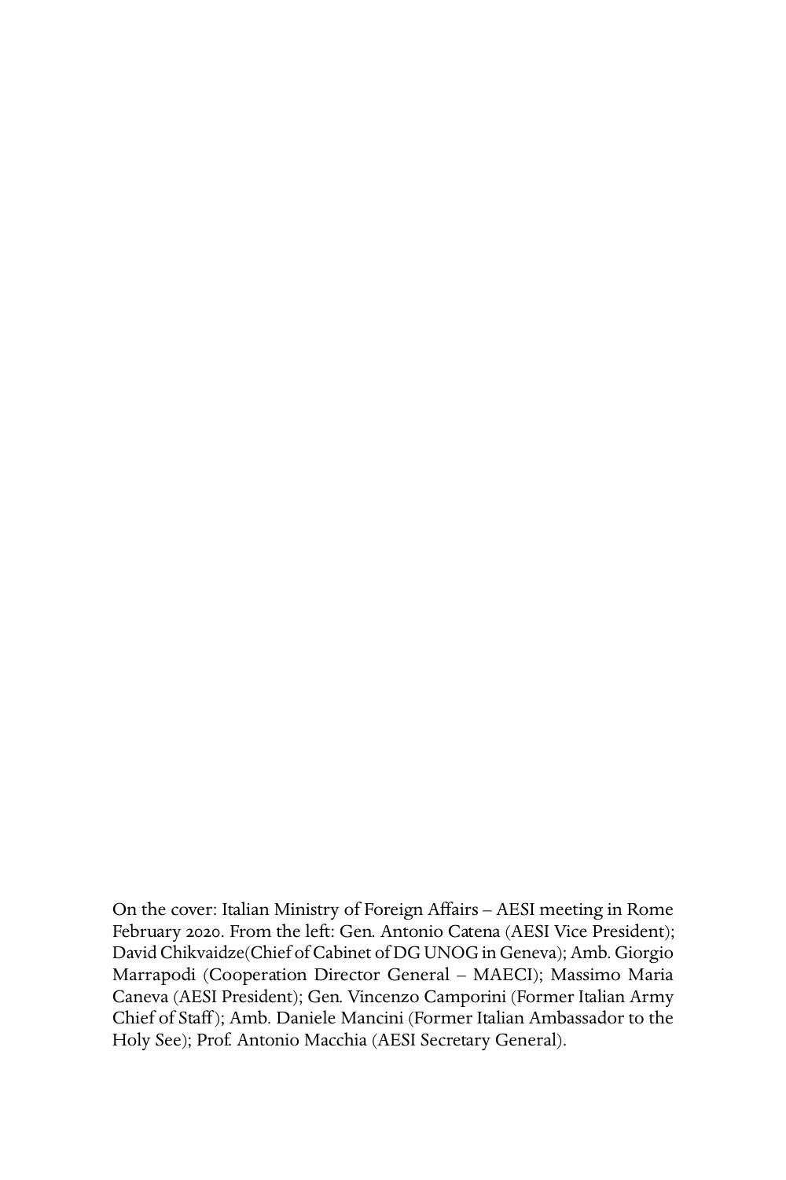On the cover: Italian Ministry of Foreign Affairs – AESI meeting in Rome February 2020. From the left: Gen. Antonio Catena (AESI Vice President); David Chikvaidze(Chief of Cabinet of DG UNOG in Geneva); Amb. Giorgio Marrapodi (Cooperation Director General – MAECI); Massimo Maria Caneva (AESI President); Gen. Vincenzo Camporini (Former Italian Army Chief of Staff); Amb. Daniele Mancini (Former Italian Ambassador to the Holy See); Prof. Antonio Macchia (AESI Secretary General).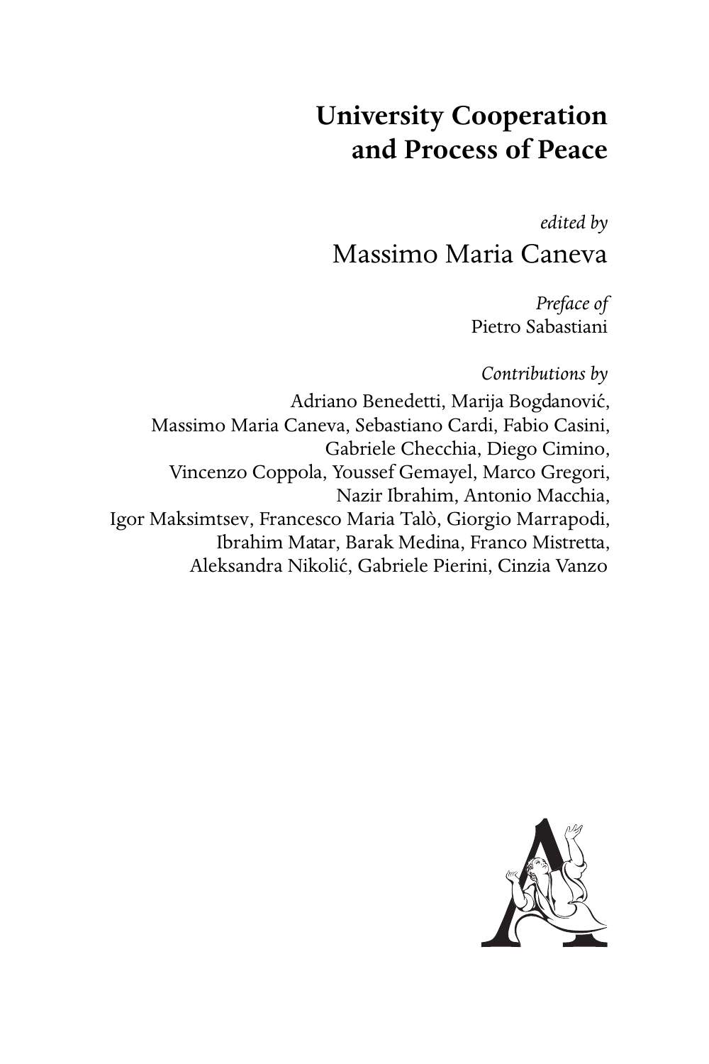# University Cooperation and Process of Peace

*edited by*

Massimo Maria Caneva

*Preface of*

Pietro Sabastiani

*Contributions by*

Adriano Benedetti, Marija Bogdanović, Massimo Maria Caneva, Sebastiano Cardi, Fabio Casini, Gabriele Checchia, Diego Cimino, Vincenzo Coppola, Youssef Gemayel, Marco Gregori, Nazir Ibrahim, Antonio Macchia, Igor Maksimtsev, Francesco Maria Talò, Giorgio Marrapodi, Ibrahim Matar, Barak Medina, Franco Mistretta, Aleksandra Nikolić, Gabriele Pierini, Cinzia Vanzo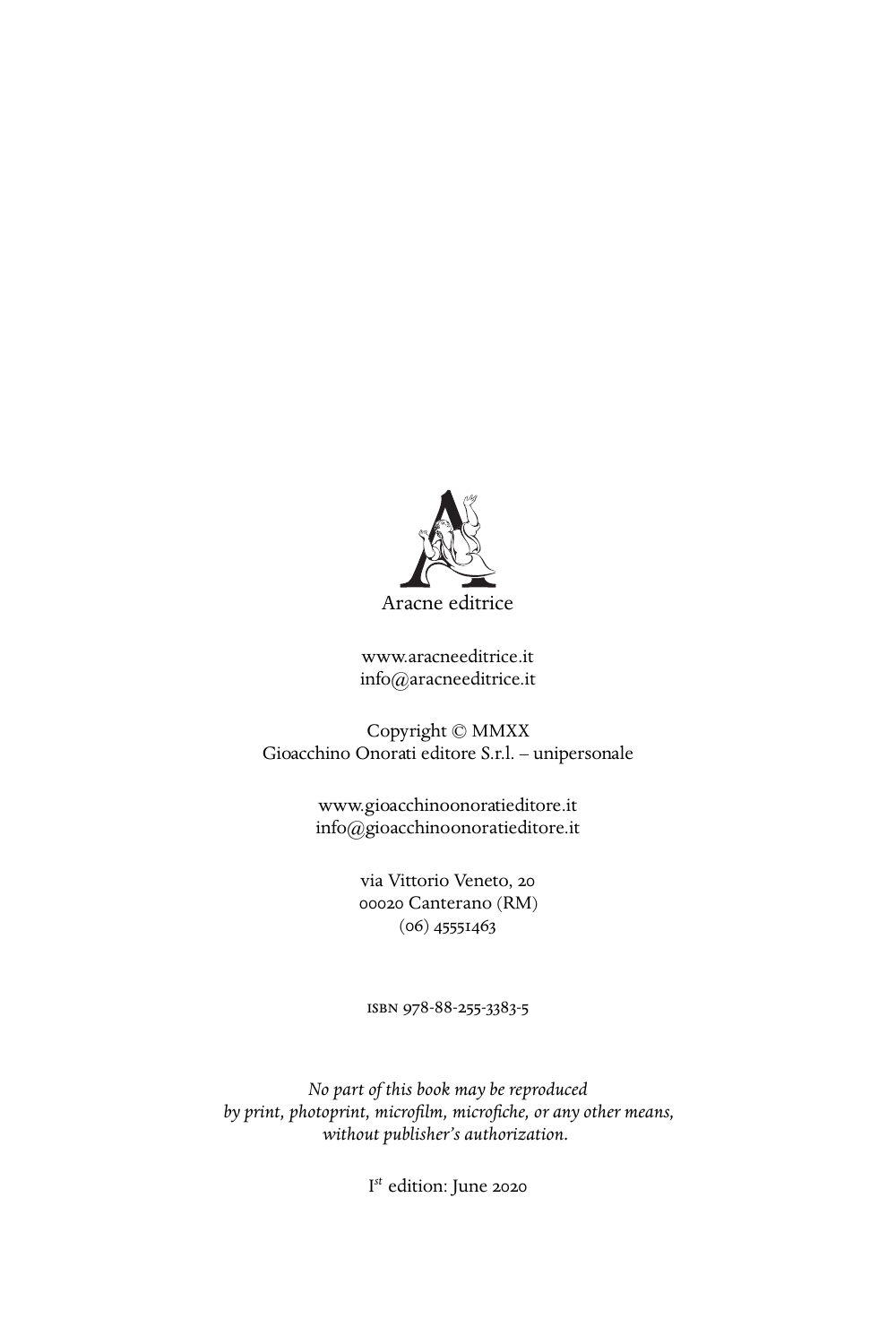Aracne editrice

www.aracneeditrice.it
info@aracneeditrice.it

Copyright © MMXX
Gioacchino Onorati editore S.r.l. – unipersonale

www.gioacchinoonoratieditore.it
info@gioacchinoonoratieditore.it

via Vittorio Veneto, 20
00020 Canterano (RM)
(06) 45551463

ISBN 978-88-255-3383-5

*No part of this book may be reproduced*
*by print, photoprint, microfilm, microfiche, or any other means,*
*without publisher's authorization.*

I[st] edition: June 2020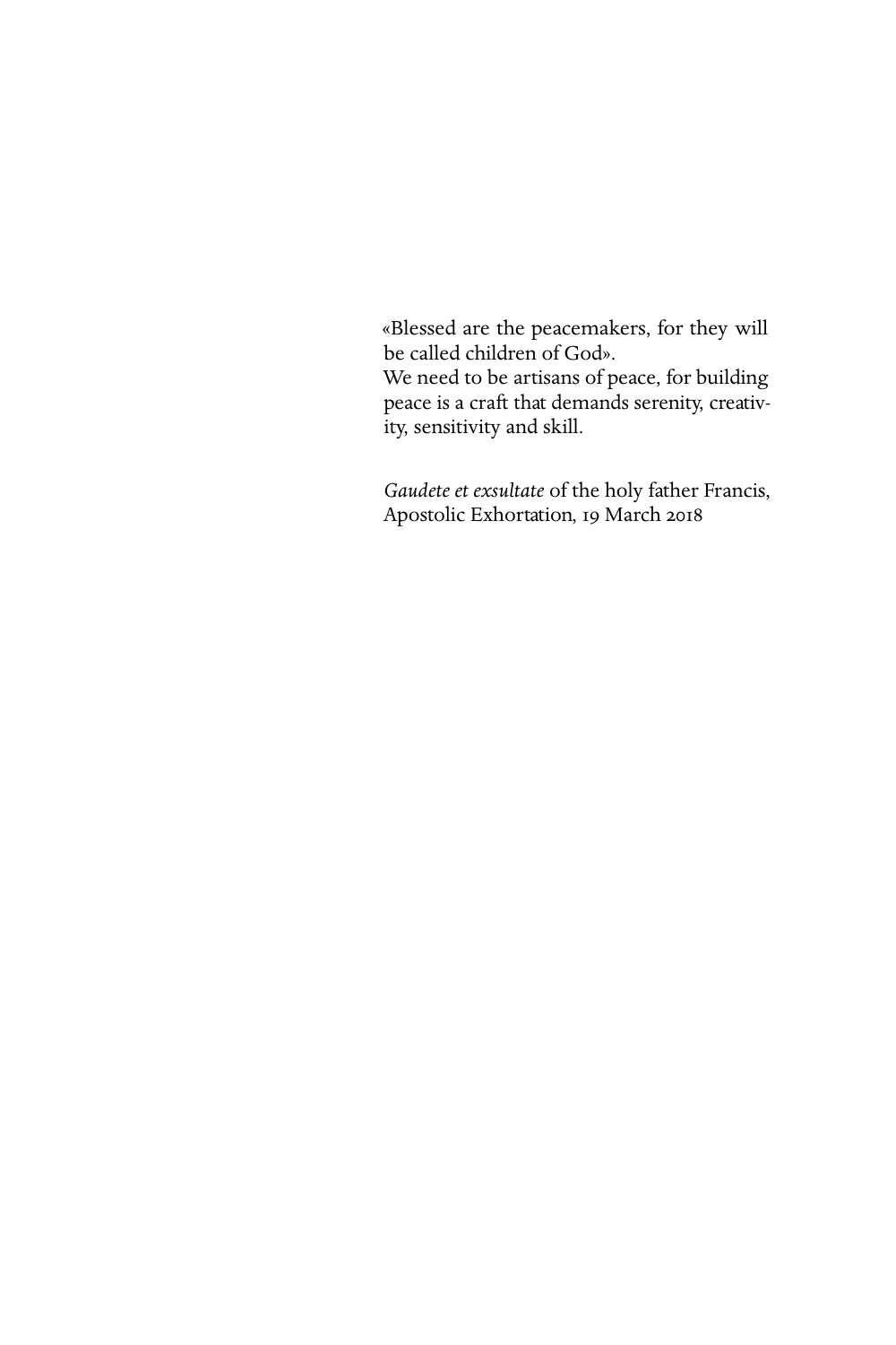«Blessed are the peacemakers, for they will be called children of God».
We need to be artisans of peace, for building peace is a craft that demands serenity, creativity, sensitivity and skill.

*Gaudete et exsultate* of the holy father Francis, Apostolic Exhortation, 19 March 2018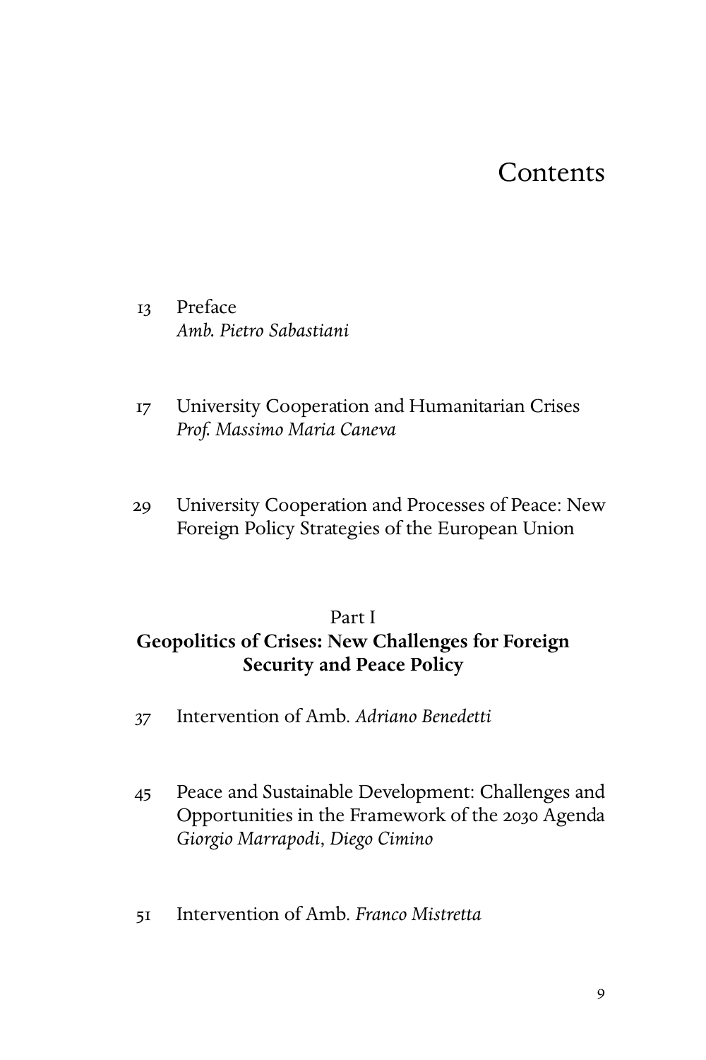# Contents

13 Preface
*Amb. Pietro Sabastiani*

17 University Cooperation and Humanitarian Crises
*Prof. Massimo Maria Caneva*

29 University Cooperation and Processes of Peace: New Foreign Policy Strategies of the European Union

Part I

**Geopolitics of Crises: New Challenges for Foreign Security and Peace Policy**

37 Intervention of Amb. *Adriano Benedetti*

45 Peace and Sustainable Development: Challenges and Opportunities in the Framework of the 2030 Agenda
*Giorgio Marrapodi, Diego Cimino*

51 Intervention of Amb. *Franco Mistretta*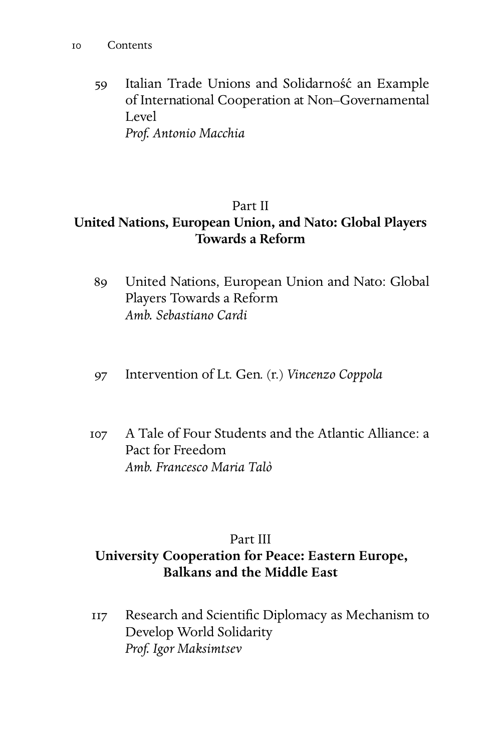59 Italian Trade Unions and Solidarność an Example of International Cooperation at Non–Governamental Level
*Prof. Antonio Macchia*

## Part II
## **United Nations, European Union, and Nato: Global Players Towards a Reform**

89 United Nations, European Union and Nato: Global Players Towards a Reform
*Amb. Sebastiano Cardi*

97 Intervention of Lt. Gen. (r.) *Vincenzo Coppola*

107 A Tale of Four Students and the Atlantic Alliance: a Pact for Freedom
*Amb. Francesco Maria Talò*

## Part III
## **University Cooperation for Peace: Eastern Europe, Balkans and the Middle East**

117 Research and Scientific Diplomacy as Mechanism to Develop World Solidarity
*Prof. Igor Maksimtsev*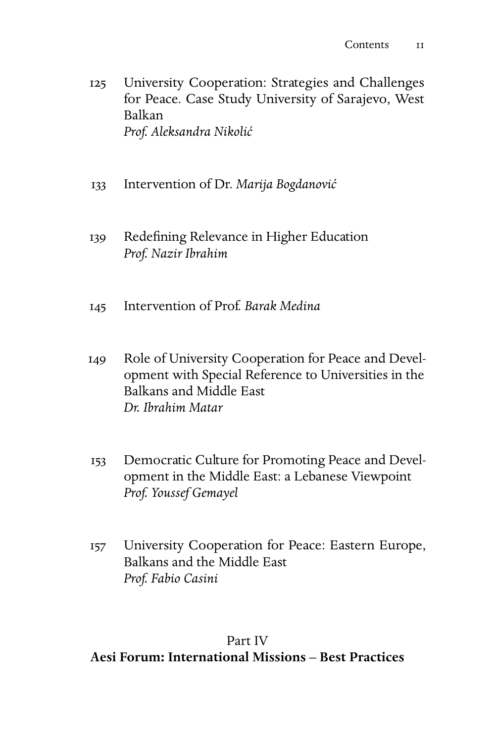125 University Cooperation: Strategies and Challenges for Peace. Case Study University of Sarajevo, West Balkan
*Prof. Aleksandra Nikolić*

133 Intervention of Dr. *Marija Bogdanović*

139 Redefining Relevance in Higher Education
*Prof. Nazir Ibrahim*

145 Intervention of Prof. *Barak Medina*

149 Role of University Cooperation for Peace and Development with Special Reference to Universities in the Balkans and Middle East
*Dr. Ibrahim Matar*

153 Democratic Culture for Promoting Peace and Development in the Middle East: a Lebanese Viewpoint
*Prof. Youssef Gemayel*

157 University Cooperation for Peace: Eastern Europe, Balkans and the Middle East
*Prof. Fabio Casini*

## Part IV
## **Aesi Forum: International Missions – Best Practices**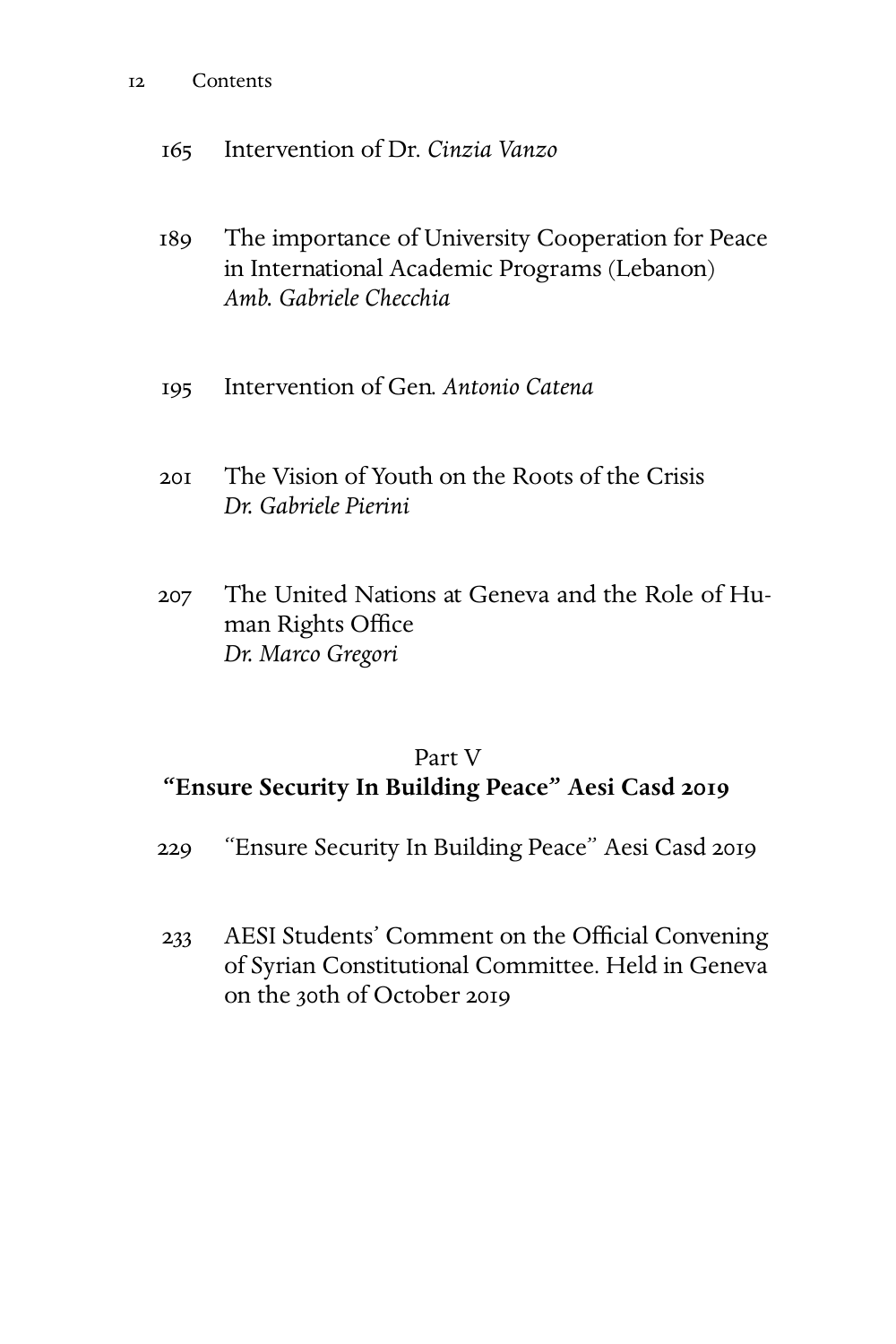165 Intervention of Dr. *Cinzia Vanzo*

189 The importance of University Cooperation for Peace in International Academic Programs (Lebanon)
*Amb. Gabriele Checchia*

195 Intervention of Gen. *Antonio Catena*

201 The Vision of Youth on the Roots of the Crisis
*Dr. Gabriele Pierini*

207 The United Nations at Geneva and the Role of Human Rights Office
*Dr. Marco Gregori*

## Part V
## **"Ensure Security In Building Peace" Aesi Casd 2019**

229 "Ensure Security In Building Peace" Aesi Casd 2019

233 AESI Students' Comment on the Official Convening of Syrian Constitutional Committee. Held in Geneva on the 30th of October 2019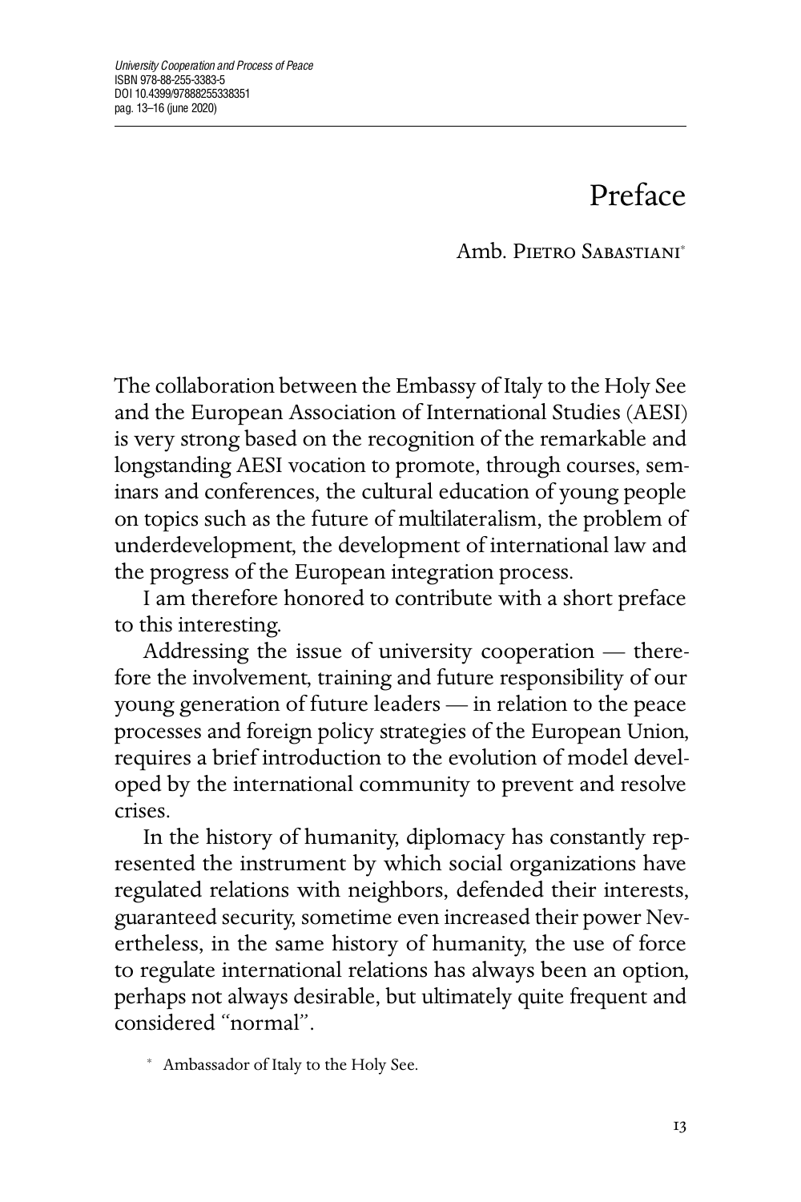# Preface

Amb. Pietro Sabastiani*

The collaboration between the Embassy of Italy to the Holy See and the European Association of International Studies (AESI) is very strong based on the recognition of the remarkable and longstanding AESI vocation to promote, through courses, seminars and conferences, the cultural education of young people on topics such as the future of multilateralism, the problem of underdevelopment, the development of international law and the progress of the European integration process.

I am therefore honored to contribute with a short preface to this interesting.

Addressing the issue of university cooperation — therefore the involvement, training and future responsibility of our young generation of future leaders — in relation to the peace processes and foreign policy strategies of the European Union, requires a brief introduction to the evolution of model developed by the international community to prevent and resolve crises.

In the history of humanity, diplomacy has constantly represented the instrument by which social organizations have regulated relations with neighbors, defended their interests, guaranteed security, sometime even increased their power Nevertheless, in the same history of humanity, the use of force to regulate international relations has always been an option, perhaps not always desirable, but ultimately quite frequent and considered "normal".

\* Ambassador of Italy to the Holy See.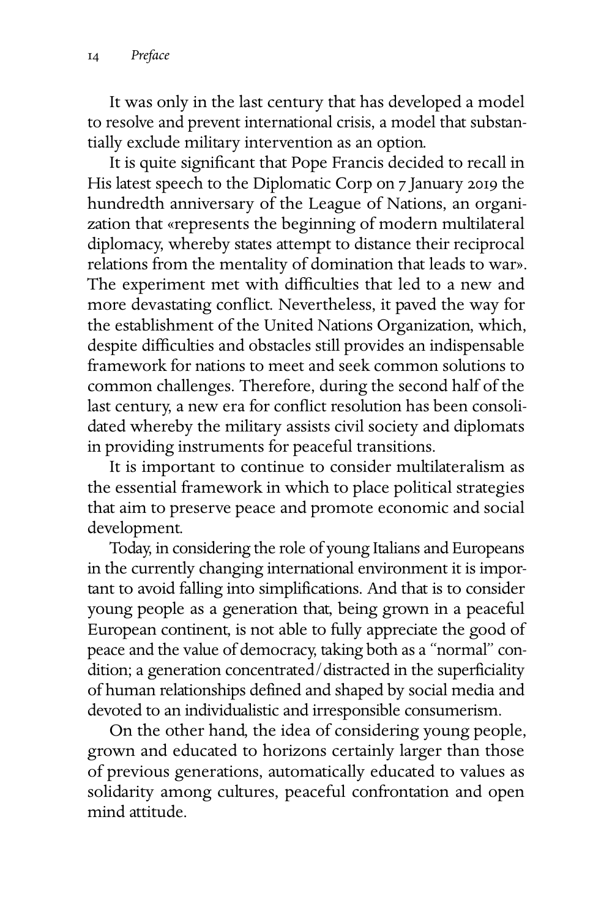It was only in the last century that has developed a model to resolve and prevent international crisis, a model that substantially exclude military intervention as an option.

It is quite significant that Pope Francis decided to recall in His latest speech to the Diplomatic Corp on 7 January 2019 the hundredth anniversary of the League of Nations, an organization that «represents the beginning of modern multilateral diplomacy, whereby states attempt to distance their reciprocal relations from the mentality of domination that leads to war». The experiment met with difficulties that led to a new and more devastating conflict. Nevertheless, it paved the way for the establishment of the United Nations Organization, which, despite difficulties and obstacles still provides an indispensable framework for nations to meet and seek common solutions to common challenges. Therefore, during the second half of the last century, a new era for conflict resolution has been consolidated whereby the military assists civil society and diplomats in providing instruments for peaceful transitions.

It is important to continue to consider multilateralism as the essential framework in which to place political strategies that aim to preserve peace and promote economic and social development.

Today, in considering the role of young Italians and Europeans in the currently changing international environment it is important to avoid falling into simplifications. And that is to consider young people as a generation that, being grown in a peaceful European continent, is not able to fully appreciate the good of peace and the value of democracy, taking both as a "normal" condition; a generation concentrated/distracted in the superficiality of human relationships defined and shaped by social media and devoted to an individualistic and irresponsible consumerism.

On the other hand, the idea of considering young people, grown and educated to horizons certainly larger than those of previous generations, automatically educated to values as solidarity among cultures, peaceful confrontation and open mind attitude.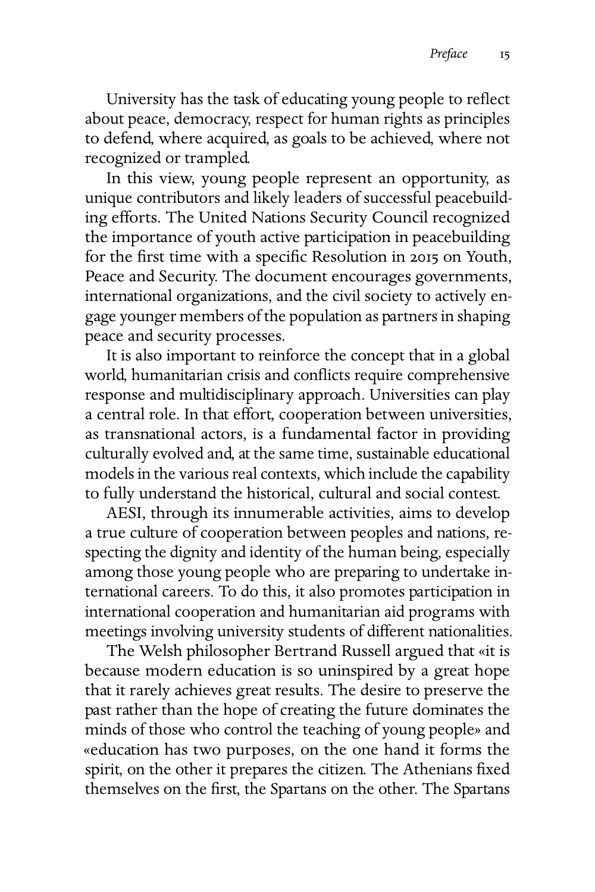University has the task of educating young people to reflect about peace, democracy, respect for human rights as principles to defend, where acquired, as goals to be achieved, where not recognized or trampled.

In this view, young people represent an opportunity, as unique contributors and likely leaders of successful peacebuilding efforts. The United Nations Security Council recognized the importance of youth active participation in peacebuilding for the first time with a specific Resolution in 2015 on Youth, Peace and Security. The document encourages governments, international organizations, and the civil society to actively engage younger members of the population as partners in shaping peace and security processes.

It is also important to reinforce the concept that in a global world, humanitarian crisis and conflicts require comprehensive response and multidisciplinary approach. Universities can play a central role. In that effort, cooperation between universities, as transnational actors, is a fundamental factor in providing culturally evolved and, at the same time, sustainable educational models in the various real contexts, which include the capability to fully understand the historical, cultural and social contest.

AESI, through its innumerable activities, aims to develop a true culture of cooperation between peoples and nations, respecting the dignity and identity of the human being, especially among those young people who are preparing to undertake international careers. To do this, it also promotes participation in international cooperation and humanitarian aid programs with meetings involving university students of different nationalities.

The Welsh philosopher Bertrand Russell argued that «it is because modern education is so uninspired by a great hope that it rarely achieves great results. The desire to preserve the past rather than the hope of creating the future dominates the minds of those who control the teaching of young people» and «education has two purposes, on the one hand it forms the spirit, on the other it prepares the citizen. The Athenians fixed themselves on the first, the Spartans on the other. The Spartans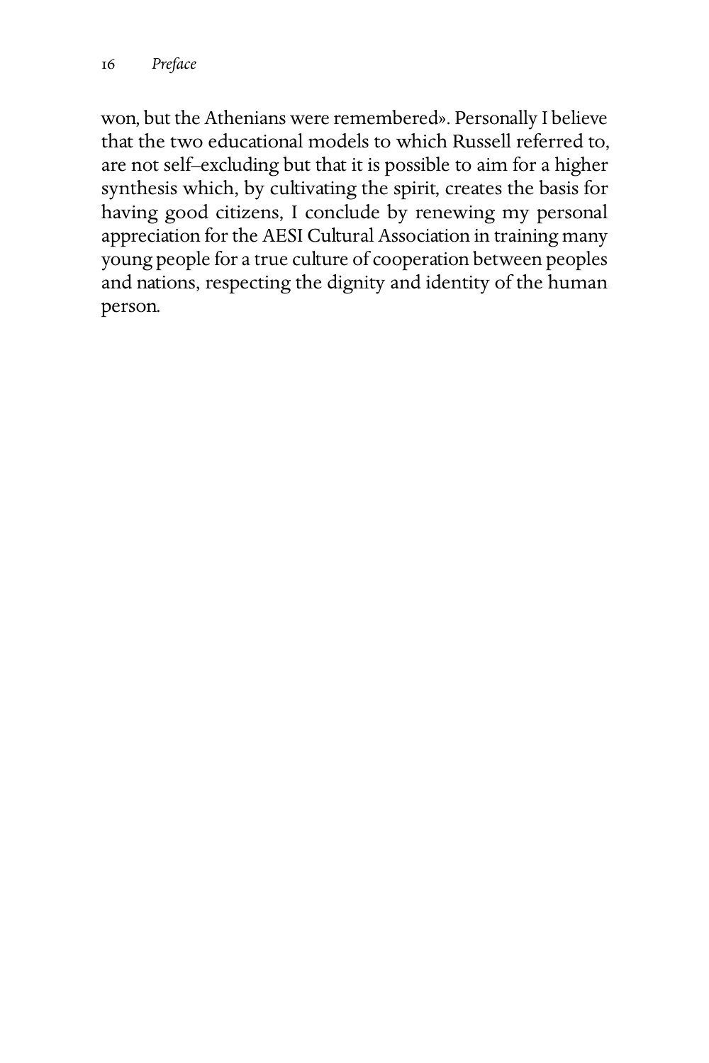won, but the Athenians were remembered». Personally I believe that the two educational models to which Russell referred to, are not self–excluding but that it is possible to aim for a higher synthesis which, by cultivating the spirit, creates the basis for having good citizens, I conclude by renewing my personal appreciation for the AESI Cultural Association in training many young people for a true culture of cooperation between peoples and nations, respecting the dignity and identity of the human person.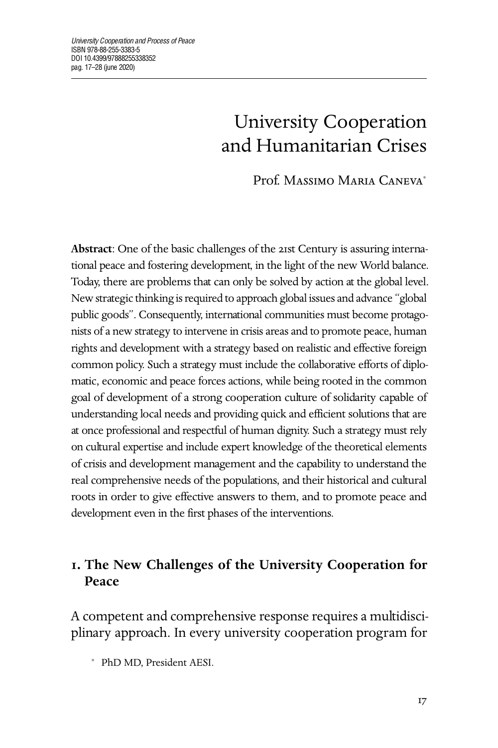# University Cooperation and Humanitarian Crises

Prof. Massimo Maria Caneva[*]

**Abstract**: One of the basic challenges of the 21st Century is assuring international peace and fostering development, in the light of the new World balance. Today, there are problems that can only be solved by action at the global level. New strategic thinking is required to approach global issues and advance "global public goods". Consequently, international communities must become protagonists of a new strategy to intervene in crisis areas and to promote peace, human rights and development with a strategy based on realistic and effective foreign common policy. Such a strategy must include the collaborative efforts of diplomatic, economic and peace forces actions, while being rooted in the common goal of development of a strong cooperation culture of solidarity capable of understanding local needs and providing quick and efficient solutions that are at once professional and respectful of human dignity. Such a strategy must rely on cultural expertise and include expert knowledge of the theoretical elements of crisis and development management and the capability to understand the real comprehensive needs of the populations, and their historical and cultural roots in order to give effective answers to them, and to promote peace and development even in the first phases of the interventions.

## 1. The New Challenges of the University Cooperation for Peace

A competent and comprehensive response requires a multidisciplinary approach. In every university cooperation program for

[*] PhD MD, President AESI.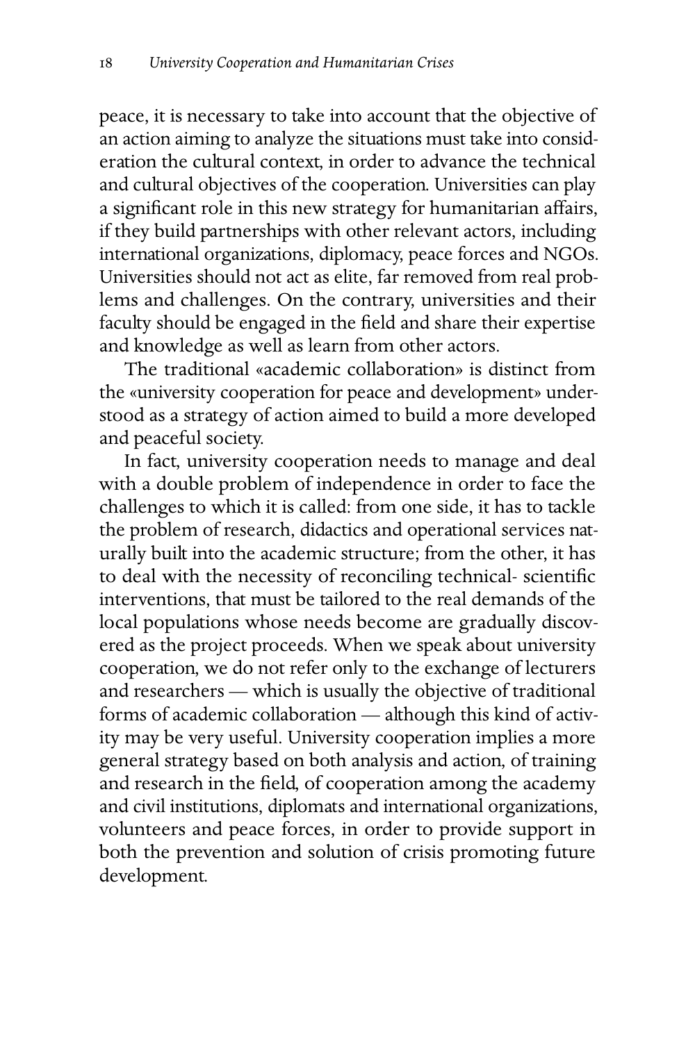peace, it is necessary to take into account that the objective of an action aiming to analyze the situations must take into consideration the cultural context, in order to advance the technical and cultural objectives of the cooperation. Universities can play a significant role in this new strategy for humanitarian affairs, if they build partnerships with other relevant actors, including international organizations, diplomacy, peace forces and NGOs. Universities should not act as elite, far removed from real problems and challenges. On the contrary, universities and their faculty should be engaged in the field and share their expertise and knowledge as well as learn from other actors.

The traditional «academic collaboration» is distinct from the «university cooperation for peace and development» understood as a strategy of action aimed to build a more developed and peaceful society.

In fact, university cooperation needs to manage and deal with a double problem of independence in order to face the challenges to which it is called: from one side, it has to tackle the problem of research, didactics and operational services naturally built into the academic structure; from the other, it has to deal with the necessity of reconciling technical- scientific interventions, that must be tailored to the real demands of the local populations whose needs become are gradually discovered as the project proceeds. When we speak about university cooperation, we do not refer only to the exchange of lecturers and researchers — which is usually the objective of traditional forms of academic collaboration — although this kind of activity may be very useful. University cooperation implies a more general strategy based on both analysis and action, of training and research in the field, of cooperation among the academy and civil institutions, diplomats and international organizations, volunteers and peace forces, in order to provide support in both the prevention and solution of crisis promoting future development.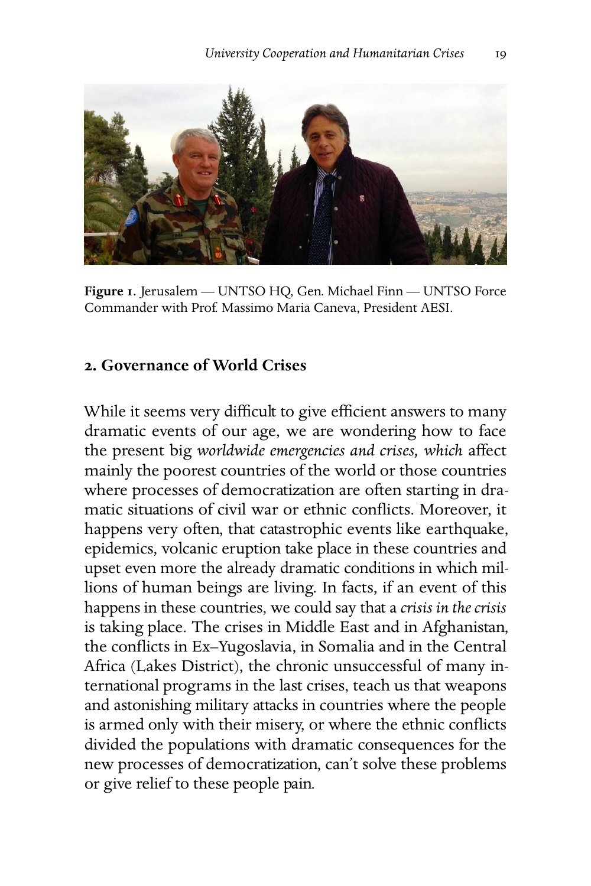**Figure 1.** Jerusalem — UNTSO HQ, Gen. Michael Finn — UNTSO Force Commander with Prof. Massimo Maria Caneva, President AESI.

## 2. Governance of World Crises

While it seems very difficult to give efficient answers to many dramatic events of our age, we are wondering how to face the present big *worldwide emergencies and crises, which* affect mainly the poorest countries of the world or those countries where processes of democratization are often starting in dramatic situations of civil war or ethnic conflicts. Moreover, it happens very often, that catastrophic events like earthquake, epidemics, volcanic eruption take place in these countries and upset even more the already dramatic conditions in which millions of human beings are living. In facts, if an event of this happens in these countries, we could say that a *crisis in the crisis* is taking place. The crises in Middle East and in Afghanistan, the conflicts in Ex–Yugoslavia, in Somalia and in the Central Africa (Lakes District), the chronic unsuccessful of many international programs in the last crises, teach us that weapons and astonishing military attacks in countries where the people is armed only with their misery, or where the ethnic conflicts divided the populations with dramatic consequences for the new processes of democratization, can't solve these problems or give relief to these people pain.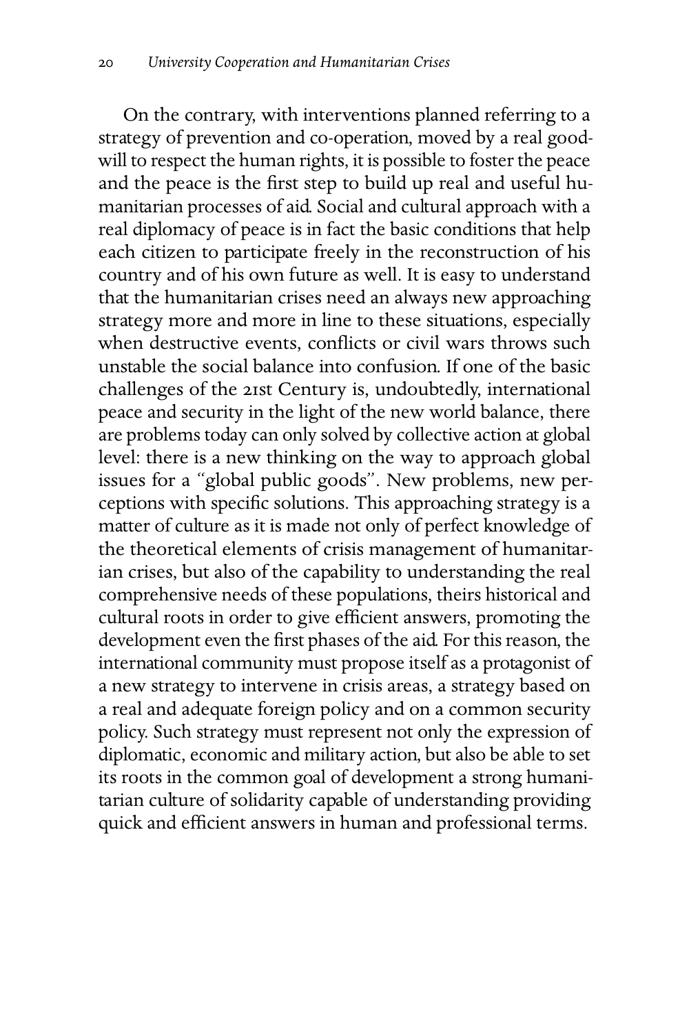On the contrary, with interventions planned referring to a strategy of prevention and co-operation, moved by a real goodwill to respect the human rights, it is possible to foster the peace and the peace is the first step to build up real and useful humanitarian processes of aid. Social and cultural approach with a real diplomacy of peace is in fact the basic conditions that help each citizen to participate freely in the reconstruction of his country and of his own future as well. It is easy to understand that the humanitarian crises need an always new approaching strategy more and more in line to these situations, especially when destructive events, conflicts or civil wars throws such unstable the social balance into confusion. If one of the basic challenges of the 21st Century is, undoubtedly, international peace and security in the light of the new world balance, there are problems today can only solved by collective action at global level: there is a new thinking on the way to approach global issues for a "global public goods". New problems, new perceptions with specific solutions. This approaching strategy is a matter of culture as it is made not only of perfect knowledge of the theoretical elements of crisis management of humanitarian crises, but also of the capability to understanding the real comprehensive needs of these populations, theirs historical and cultural roots in order to give efficient answers, promoting the development even the first phases of the aid. For this reason, the international community must propose itself as a protagonist of a new strategy to intervene in crisis areas, a strategy based on a real and adequate foreign policy and on a common security policy. Such strategy must represent not only the expression of diplomatic, economic and military action, but also be able to set its roots in the common goal of development a strong humanitarian culture of solidarity capable of understanding providing quick and efficient answers in human and professional terms.